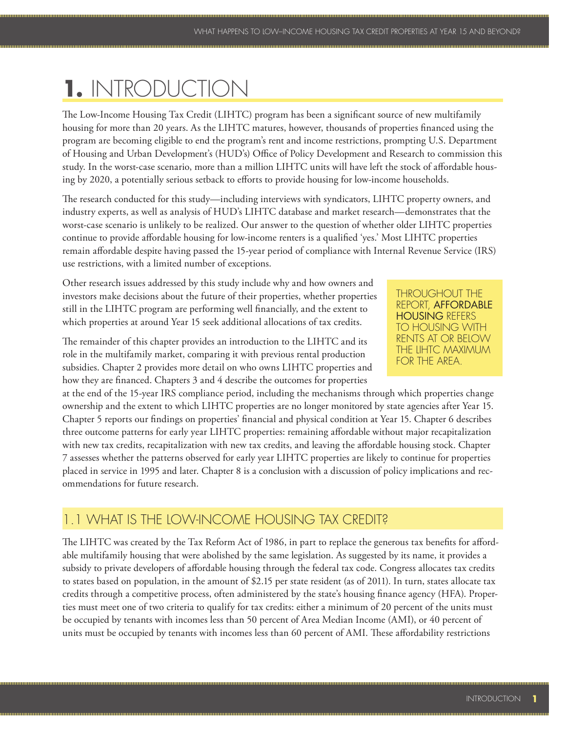# 1. INTRODUCTION

The Low-Income Housing Tax Credit (LIHTC) program has been a significant source of new multifamily housing for more than 20 years. As the LIHTC matures, however, thousands of properties financed using the program are becoming eligible to end the program's rent and income restrictions, prompting U.S. Department of Housing and Urban Development's (HUD's) Office of Policy Development and Research to commission this study. In the worst-case scenario, more than a million LIHTC units will have left the stock of affordable housing by 2020, a potentially serious setback to efforts to provide housing for low-income households.

The research conducted for this study—including interviews with syndicators, LIHTC property owners, and industry experts, as well as analysis of HUD's LIHTC database and market research—demonstrates that the worst-case scenario is unlikely to be realized. Our answer to the question of whether older LIHTC properties continue to provide affordable housing for low-income renters is a qualified 'yes.' Most LIHTC properties remain affordable despite having passed the 15-year period of compliance with Internal Revenue Service (IRS) use restrictions, with a limited number of exceptions.

Other research issues addressed by this study include why and how owners and investors make decisions about the future of their properties, whether properties still in the LIHTC program are performing well financially, and the extent to which properties at around Year 15 seek additional allocations of tax credits.

> THROUGHOUT THE REPORT, **AFFORDABLE HOUSING** REFERS TO HOUSING WITH RENTS AT OR BELOW THE LIHTC MAXIMUM FOR THE AREA.

The remainder of this chapter provides an introduction to the LIHTC and its role in the multifamily market, comparing it with previous rental production subsidies. Chapter 2 provides more detail on who owns LIHTC properties and how they are financed. Chapters 3 and 4 describe the outcomes for properties at the end of the 15-year IRS compliance period, including the mechanisms through which properties change ownership and the extent to which LIHTC properties are no longer monitored by state agencies after Year 15. Chapter 5 reports our findings on properties' financial and physical condition at Year 15. Chapter 6 describes three outcome patterns for early year LIHTC properties: remaining affordable without major recapitalization with new tax credits, recapitalization with new tax credits, and leaving the affordable housing stock. Chapter 7 assesses whether the patterns observed for early year LIHTC properties are likely to continue for properties placed in service in 1995 and later. Chapter 8 is a conclusion with a discussion of policy implications and recommendations for future research.

## 1.1 WHAT IS THE LOW-INCOME HOUSING TAX CREDIT?

The LIHTC was created by the Tax Reform Act of 1986, in part to replace the generous tax benefits for affordable multifamily housing that were abolished by the same legislation. As suggested by its name, it provides a subsidy to private developers of affordable housing through the federal tax code. Congress allocates tax credits to states based on population, in the amount of $2.15 per state resident (as of 2011). In turn, states allocate tax credits through a competitive process, often administered by the state's housing finance agency (HFA). Properties must meet one of two criteria to qualify for tax credits: either a minimum of 20 percent of the units must be occupied by tenants with incomes less than 50 percent of Area Median Income (AMI), or 40 percent of units must be occupied by tenants with incomes less than 60 percent of AMI. These affordability restrictions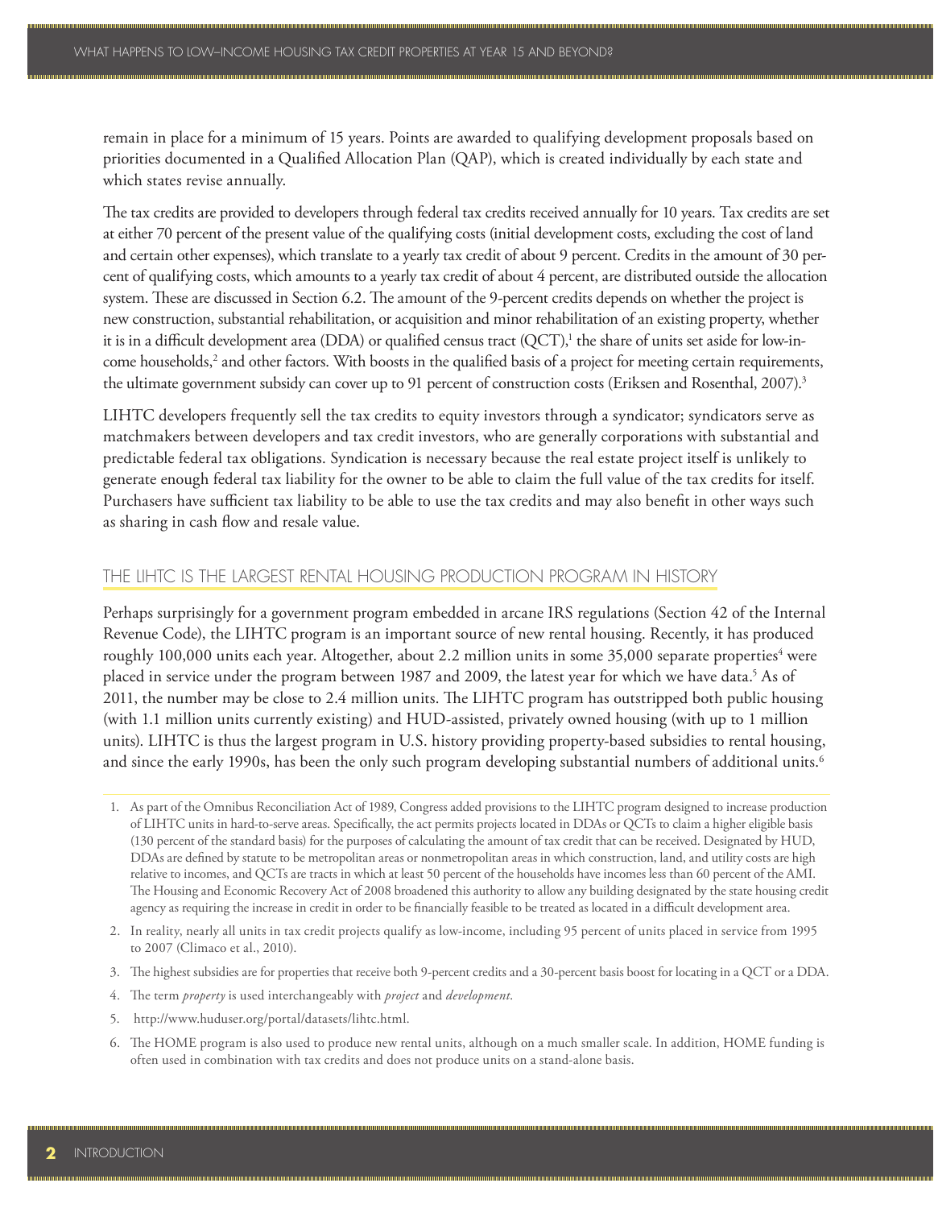remain in place for a minimum of 15 years. Points are awarded to qualifying development proposals based on priorities documented in a Qualified Allocation Plan (QAP), which is created individually by each state and which states revise annually.

The tax credits are provided to developers through federal tax credits received annually for 10 years. Tax credits are set at either 70 percent of the present value of the qualifying costs (initial development costs, excluding the cost of land and certain other expenses), which translate to a yearly tax credit of about 9 percent. Credits in the amount of 30 percent of qualifying costs, which amounts to a yearly tax credit of about 4 percent, are distributed outside the allocation system. These are discussed in Section 6.2. The amount of the 9-percent credits depends on whether the project is new construction, substantial rehabilitation, or acquisition and minor rehabilitation of an existing property, whether it is in a difficult development area (DDA) or qualified census tract (QCT),[1] the share of units set aside for low-income households,[2] and other factors. With boosts in the qualified basis of a project for meeting certain requirements, the ultimate government subsidy can cover up to 91 percent of construction costs (Eriksen and Rosenthal, 2007).[3]

LIHTC developers frequently sell the tax credits to equity investors through a syndicator; syndicators serve as matchmakers between developers and tax credit investors, who are generally corporations with substantial and predictable federal tax obligations. Syndication is necessary because the real estate project itself is unlikely to generate enough federal tax liability for the owner to be able to claim the full value of the tax credits for itself. Purchasers have sufficient tax liability to be able to use the tax credits and may also benefit in other ways such as sharing in cash flow and resale value.

## THE LIHTC IS THE LARGEST RENTAL HOUSING PRODUCTION PROGRAM IN HISTORY

Perhaps surprisingly for a government program embedded in arcane IRS regulations (Section 42 of the Internal Revenue Code), the LIHTC program is an important source of new rental housing. Recently, it has produced roughly 100,000 units each year. Altogether, about 2.2 million units in some 35,000 separate properties[4] were placed in service under the program between 1987 and 2009, the latest year for which we have data.[5] As of 2011, the number may be close to 2.4 million units. The LIHTC program has outstripped both public housing (with 1.1 million units currently existing) and HUD-assisted, privately owned housing (with up to 1 million units). LIHTC is thus the largest program in U.S. history providing property-based subsidies to rental housing, and since the early 1990s, has been the only such program developing substantial numbers of additional units.[6]

1. As part of the Omnibus Reconciliation Act of 1989, Congress added provisions to the LIHTC program designed to increase production of LIHTC units in hard-to-serve areas. Specifically, the act permits projects located in DDAs or QCTs to claim a higher eligible basis (130 percent of the standard basis) for the purposes of calculating the amount of tax credit that can be received. Designated by HUD, DDAs are defined by statute to be metropolitan areas or nonmetropolitan areas in which construction, land, and utility costs are high relative to incomes, and QCTs are tracts in which at least 50 percent of the households have incomes less than 60 percent of the AMI. The Housing and Economic Recovery Act of 2008 broadened this authority to allow any building designated by the state housing credit agency as requiring the increase in credit in order to be financially feasible to be treated as located in a difficult development area.

2. In reality, nearly all units in tax credit projects qualify as low-income, including 95 percent of units placed in service from 1995 to 2007 (Climaco et al., 2010).

3. The highest subsidies are for properties that receive both 9-percent credits and a 30-percent basis boost for locating in a QCT or a DDA.

4. The term *property* is used interchangeably with *project* and *development*.

5. http://www.huduser.org/portal/datasets/lihtc.html.

6. The HOME program is also used to produce new rental units, although on a much smaller scale. In addition, HOME funding is often used in combination with tax credits and does not produce units on a stand-alone basis.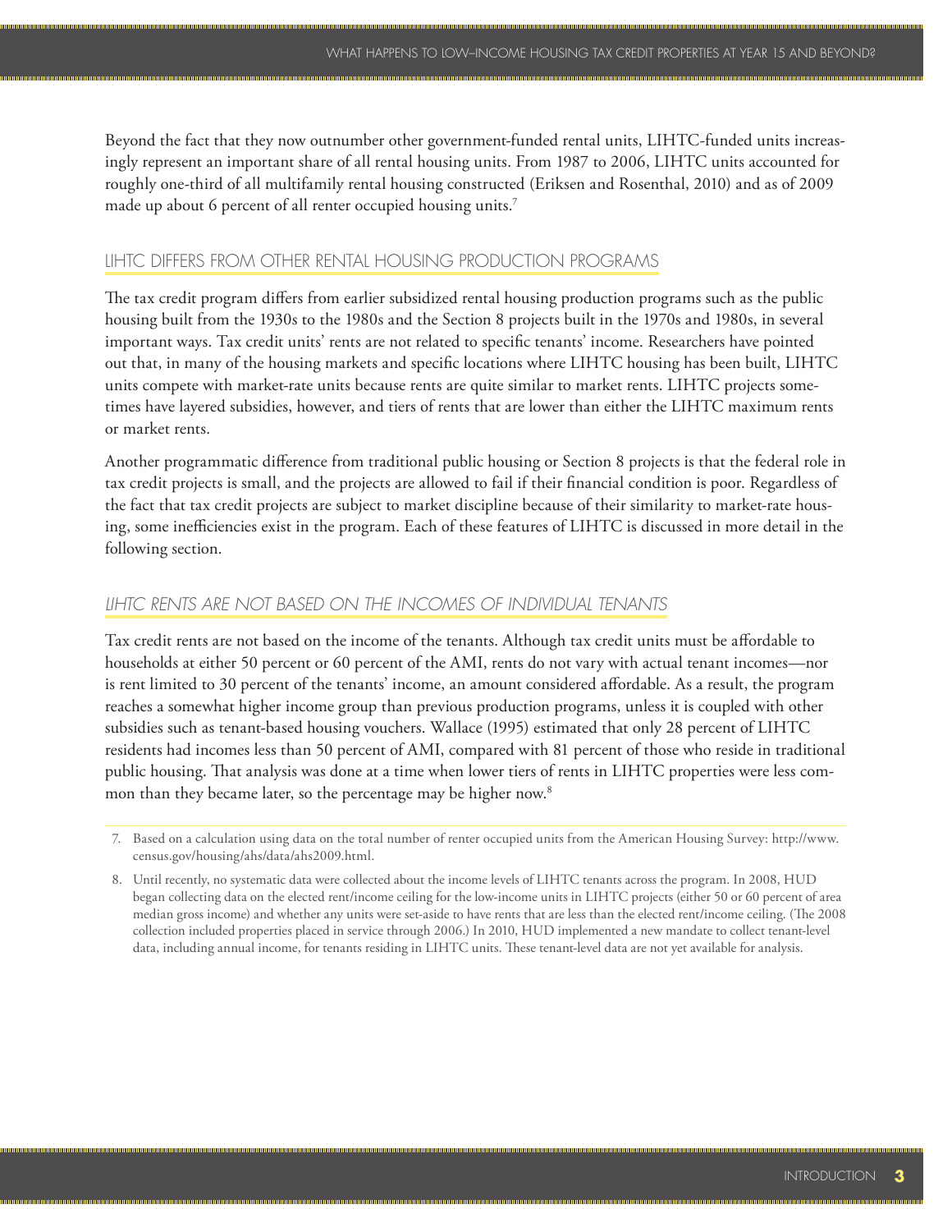Beyond the fact that they now outnumber other government-funded rental units, LIHTC-funded units increasingly represent an important share of all rental housing units. From 1987 to 2006, LIHTC units accounted for roughly one-third of all multifamily rental housing constructed (Eriksen and Rosenthal, 2010) and as of 2009 made up about 6 percent of all renter occupied housing units.[7]

## LIHTC DIFFERS FROM OTHER RENTAL HOUSING PRODUCTION PROGRAMS

The tax credit program differs from earlier subsidized rental housing production programs such as the public housing built from the 1930s to the 1980s and the Section 8 projects built in the 1970s and 1980s, in several important ways. Tax credit units' rents are not related to specific tenants' income. Researchers have pointed out that, in many of the housing markets and specific locations where LIHTC housing has been built, LIHTC units compete with market-rate units because rents are quite similar to market rents. LIHTC projects sometimes have layered subsidies, however, and tiers of rents that are lower than either the LIHTC maximum rents or market rents.

Another programmatic difference from traditional public housing or Section 8 projects is that the federal role in tax credit projects is small, and the projects are allowed to fail if their financial condition is poor. Regardless of the fact that tax credit projects are subject to market discipline because of their similarity to market-rate housing, some inefficiencies exist in the program. Each of these features of LIHTC is discussed in more detail in the following section.

### *LIHTC RENTS ARE NOT BASED ON THE INCOMES OF INDIVIDUAL TENANTS*

Tax credit rents are not based on the income of the tenants. Although tax credit units must be affordable to households at either 50 percent or 60 percent of the AMI, rents do not vary with actual tenant incomes—nor is rent limited to 30 percent of the tenants' income, an amount considered affordable. As a result, the program reaches a somewhat higher income group than previous production programs, unless it is coupled with other subsidies such as tenant-based housing vouchers. Wallace (1995) estimated that only 28 percent of LIHTC residents had incomes less than 50 percent of AMI, compared with 81 percent of those who reside in traditional public housing. That analysis was done at a time when lower tiers of rents in LIHTC properties were less common than they became later, so the percentage may be higher now.[8]

---

7. Based on a calculation using data on the total number of renter occupied units from the American Housing Survey: http://www.census.gov/housing/ahs/data/ahs2009.html.

8. Until recently, no systematic data were collected about the income levels of LIHTC tenants across the program. In 2008, HUD began collecting data on the elected rent/income ceiling for the low-income units in LIHTC projects (either 50 or 60 percent of area median gross income) and whether any units were set-aside to have rents that are less than the elected rent/income ceiling. (The 2008 collection included properties placed in service through 2006.) In 2010, HUD implemented a new mandate to collect tenant-level data, including annual income, for tenants residing in LIHTC units. These tenant-level data are not yet available for analysis.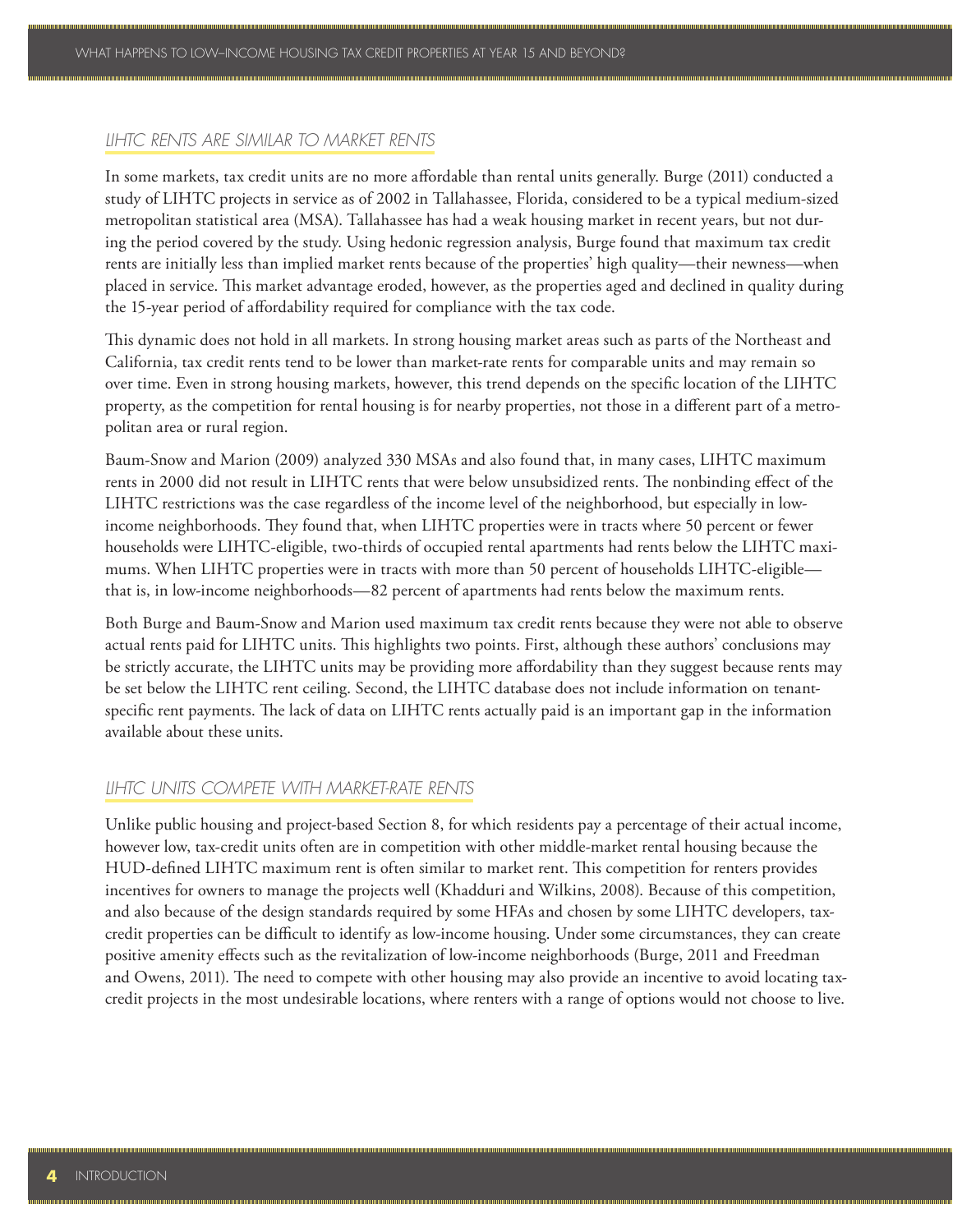## LIHTC RENTS ARE SIMILAR TO MARKET RENTS

In some markets, tax credit units are no more affordable than rental units generally. Burge (2011) conducted a study of LIHTC projects in service as of 2002 in Tallahassee, Florida, considered to be a typical medium-sized metropolitan statistical area (MSA). Tallahassee has had a weak housing market in recent years, but not during the period covered by the study. Using hedonic regression analysis, Burge found that maximum tax credit rents are initially less than implied market rents because of the properties' high quality—their newness—when placed in service. This market advantage eroded, however, as the properties aged and declined in quality during the 15-year period of affordability required for compliance with the tax code.

This dynamic does not hold in all markets. In strong housing market areas such as parts of the Northeast and California, tax credit rents tend to be lower than market-rate rents for comparable units and may remain so over time. Even in strong housing markets, however, this trend depends on the specific location of the LIHTC property, as the competition for rental housing is for nearby properties, not those in a different part of a metropolitan area or rural region.

Baum-Snow and Marion (2009) analyzed 330 MSAs and also found that, in many cases, LIHTC maximum rents in 2000 did not result in LIHTC rents that were below unsubsidized rents. The nonbinding effect of the LIHTC restrictions was the case regardless of the income level of the neighborhood, but especially in low-income neighborhoods. They found that, when LIHTC properties were in tracts where 50 percent or fewer households were LIHTC-eligible, two-thirds of occupied rental apartments had rents below the LIHTC maximums. When LIHTC properties were in tracts with more than 50 percent of households LIHTC-eligible—that is, in low-income neighborhoods—82 percent of apartments had rents below the maximum rents.

Both Burge and Baum-Snow and Marion used maximum tax credit rents because they were not able to observe actual rents paid for LIHTC units. This highlights two points. First, although these authors' conclusions may be strictly accurate, the LIHTC units may be providing more affordability than they suggest because rents may be set below the LIHTC rent ceiling. Second, the LIHTC database does not include information on tenant-specific rent payments. The lack of data on LIHTC rents actually paid is an important gap in the information available about these units.

## LIHTC UNITS COMPETE WITH MARKET-RATE RENTS

Unlike public housing and project-based Section 8, for which residents pay a percentage of their actual income, however low, tax-credit units often are in competition with other middle-market rental housing because the HUD-defined LIHTC maximum rent is often similar to market rent. This competition for renters provides incentives for owners to manage the projects well (Khadduri and Wilkins, 2008). Because of this competition, and also because of the design standards required by some HFAs and chosen by some LIHTC developers, tax-credit properties can be difficult to identify as low-income housing. Under some circumstances, they can create positive amenity effects such as the revitalization of low-income neighborhoods (Burge, 2011 and Freedman and Owens, 2011). The need to compete with other housing may also provide an incentive to avoid locating tax-credit projects in the most undesirable locations, where renters with a range of options would not choose to live.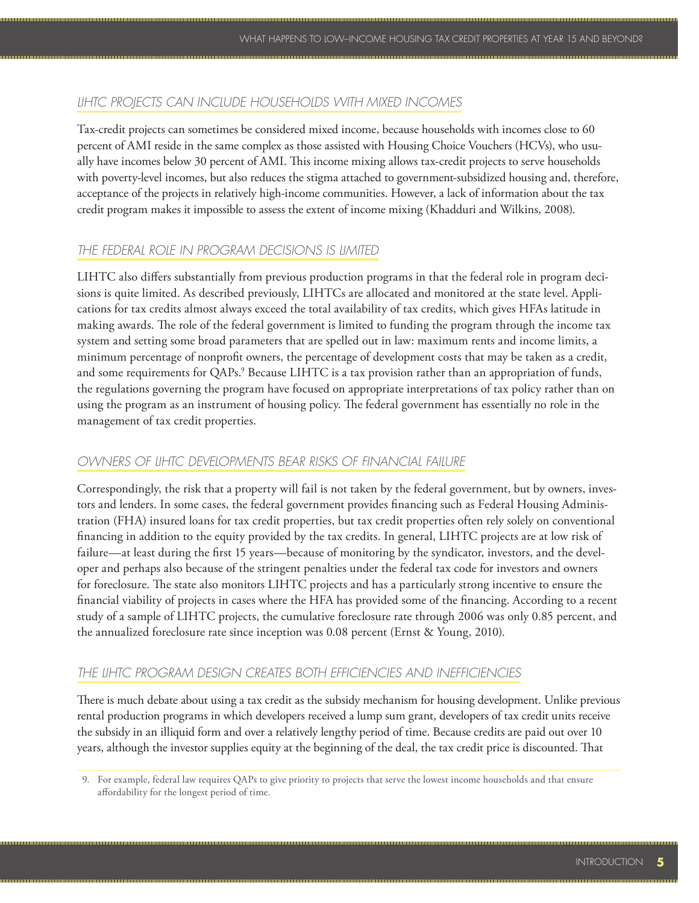### *LIHTC PROJECTS CAN INCLUDE HOUSEHOLDS WITH MIXED INCOMES*

Tax-credit projects can sometimes be considered mixed income, because households with incomes close to 60 percent of AMI reside in the same complex as those assisted with Housing Choice Vouchers (HCVs), who usually have incomes below 30 percent of AMI. This income mixing allows tax-credit projects to serve households with poverty-level incomes, but also reduces the stigma attached to government-subsidized housing and, therefore, acceptance of the projects in relatively high-income communities. However, a lack of information about the tax credit program makes it impossible to assess the extent of income mixing (Khadduri and Wilkins, 2008).

### *THE FEDERAL ROLE IN PROGRAM DECISIONS IS LIMITED*

LIHTC also differs substantially from previous production programs in that the federal role in program decisions is quite limited. As described previously, LIHTCs are allocated and monitored at the state level. Applications for tax credits almost always exceed the total availability of tax credits, which gives HFAs latitude in making awards. The role of the federal government is limited to funding the program through the income tax system and setting some broad parameters that are spelled out in law: maximum rents and income limits, a minimum percentage of nonprofit owners, the percentage of development costs that may be taken as a credit, and some requirements for QAPs.[9] Because LIHTC is a tax provision rather than an appropriation of funds, the regulations governing the program have focused on appropriate interpretations of tax policy rather than on using the program as an instrument of housing policy. The federal government has essentially no role in the management of tax credit properties.

### *OWNERS OF LIHTC DEVELOPMENTS BEAR RISKS OF FINANCIAL FAILURE*

Correspondingly, the risk that a property will fail is not taken by the federal government, but by owners, investors and lenders. In some cases, the federal government provides financing such as Federal Housing Administration (FHA) insured loans for tax credit properties, but tax credit properties often rely solely on conventional financing in addition to the equity provided by the tax credits. In general, LIHTC projects are at low risk of failure—at least during the first 15 years—because of monitoring by the syndicator, investors, and the developer and perhaps also because of the stringent penalties under the federal tax code for investors and owners for foreclosure. The state also monitors LIHTC projects and has a particularly strong incentive to ensure the financial viability of projects in cases where the HFA has provided some of the financing. According to a recent study of a sample of LIHTC projects, the cumulative foreclosure rate through 2006 was only 0.85 percent, and the annualized foreclosure rate since inception was 0.08 percent (Ernst & Young, 2010).

### *THE LIHTC PROGRAM DESIGN CREATES BOTH EFFICIENCIES AND INEFFICIENCIES*

There is much debate about using a tax credit as the subsidy mechanism for housing development. Unlike previous rental production programs in which developers received a lump sum grant, developers of tax credit units receive the subsidy in an illiquid form and over a relatively lengthy period of time. Because credits are paid out over 10 years, although the investor supplies equity at the beginning of the deal, the tax credit price is discounted. That

9. For example, federal law requires QAPs to give priority to projects that serve the lowest income households and that ensure affordability for the longest period of time.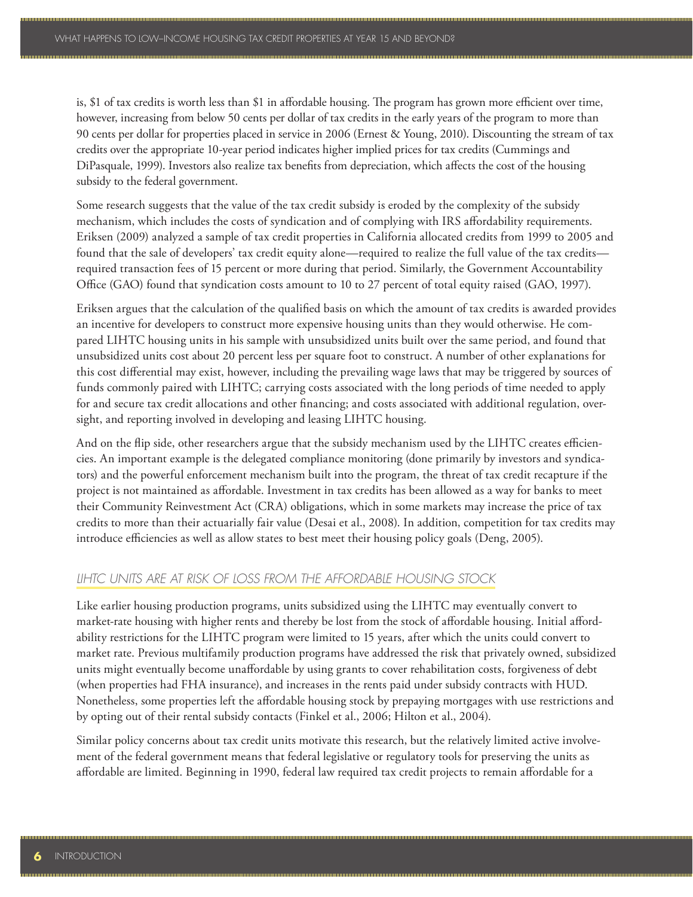is, $1 of tax credits is worth less than $1 in affordable housing. The program has grown more efficient over time, however, increasing from below 50 cents per dollar of tax credits in the early years of the program to more than 90 cents per dollar for properties placed in service in 2006 (Ernest & Young, 2010). Discounting the stream of tax credits over the appropriate 10-year period indicates higher implied prices for tax credits (Cummings and DiPasquale, 1999). Investors also realize tax benefits from depreciation, which affects the cost of the housing subsidy to the federal government.

Some research suggests that the value of the tax credit subsidy is eroded by the complexity of the subsidy mechanism, which includes the costs of syndication and of complying with IRS affordability requirements. Eriksen (2009) analyzed a sample of tax credit properties in California allocated credits from 1999 to 2005 and found that the sale of developers' tax credit equity alone—required to realize the full value of the tax credits—required transaction fees of 15 percent or more during that period. Similarly, the Government Accountability Office (GAO) found that syndication costs amount to 10 to 27 percent of total equity raised (GAO, 1997).

Eriksen argues that the calculation of the qualified basis on which the amount of tax credits is awarded provides an incentive for developers to construct more expensive housing units than they would otherwise. He compared LIHTC housing units in his sample with unsubsidized units built over the same period, and found that unsubsidized units cost about 20 percent less per square foot to construct. A number of other explanations for this cost differential may exist, however, including the prevailing wage laws that may be triggered by sources of funds commonly paired with LIHTC; carrying costs associated with the long periods of time needed to apply for and secure tax credit allocations and other financing; and costs associated with additional regulation, oversight, and reporting involved in developing and leasing LIHTC housing.

And on the flip side, other researchers argue that the subsidy mechanism used by the LIHTC creates efficiencies. An important example is the delegated compliance monitoring (done primarily by investors and syndicators) and the powerful enforcement mechanism built into the program, the threat of tax credit recapture if the project is not maintained as affordable. Investment in tax credits has been allowed as a way for banks to meet their Community Reinvestment Act (CRA) obligations, which in some markets may increase the price of tax credits to more than their actuarially fair value (Desai et al., 2008). In addition, competition for tax credits may introduce efficiencies as well as allow states to best meet their housing policy goals (Deng, 2005).

## *LIHTC UNITS ARE AT RISK OF LOSS FROM THE AFFORDABLE HOUSING STOCK*

Like earlier housing production programs, units subsidized using the LIHTC may eventually convert to market-rate housing with higher rents and thereby be lost from the stock of affordable housing. Initial affordability restrictions for the LIHTC program were limited to 15 years, after which the units could convert to market rate. Previous multifamily production programs have addressed the risk that privately owned, subsidized units might eventually become unaffordable by using grants to cover rehabilitation costs, forgiveness of debt (when properties had FHA insurance), and increases in the rents paid under subsidy contracts with HUD. Nonetheless, some properties left the affordable housing stock by prepaying mortgages with use restrictions and by opting out of their rental subsidy contacts (Finkel et al., 2006; Hilton et al., 2004).

Similar policy concerns about tax credit units motivate this research, but the relatively limited active involvement of the federal government means that federal legislative or regulatory tools for preserving the units as affordable are limited. Beginning in 1990, federal law required tax credit projects to remain affordable for a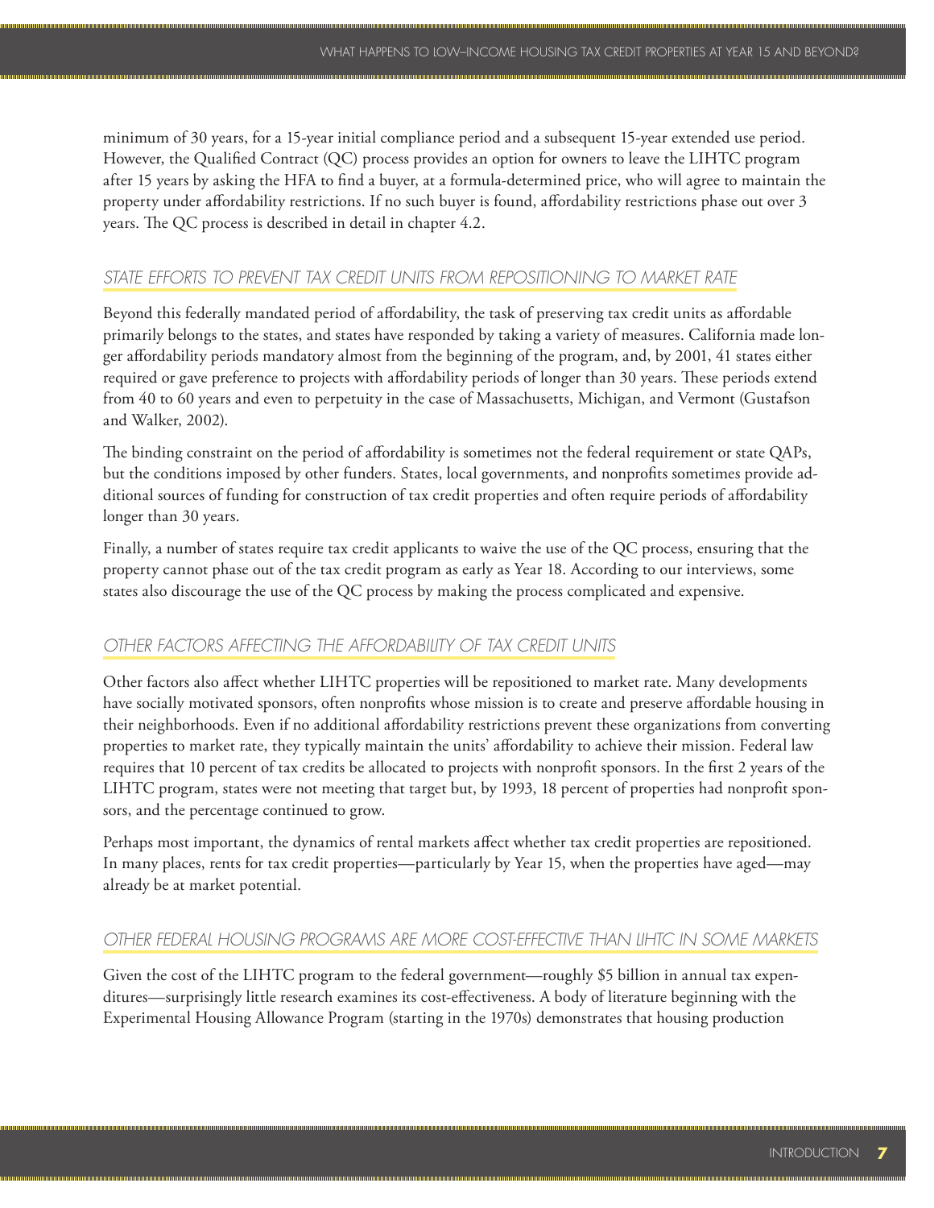minimum of 30 years, for a 15-year initial compliance period and a subsequent 15-year extended use period. However, the Qualified Contract (QC) process provides an option for owners to leave the LIHTC program after 15 years by asking the HFA to find a buyer, at a formula-determined price, who will agree to maintain the property under affordability restrictions. If no such buyer is found, affordability restrictions phase out over 3 years. The QC process is described in detail in chapter 4.2.

### *STATE EFFORTS TO PREVENT TAX CREDIT UNITS FROM REPOSITIONING TO MARKET RATE*

Beyond this federally mandated period of affordability, the task of preserving tax credit units as affordable primarily belongs to the states, and states have responded by taking a variety of measures. California made longer affordability periods mandatory almost from the beginning of the program, and, by 2001, 41 states either required or gave preference to projects with affordability periods of longer than 30 years. These periods extend from 40 to 60 years and even to perpetuity in the case of Massachusetts, Michigan, and Vermont (Gustafson and Walker, 2002).

The binding constraint on the period of affordability is sometimes not the federal requirement or state QAPs, but the conditions imposed by other funders. States, local governments, and nonprofits sometimes provide additional sources of funding for construction of tax credit properties and often require periods of affordability longer than 30 years.

Finally, a number of states require tax credit applicants to waive the use of the QC process, ensuring that the property cannot phase out of the tax credit program as early as Year 18. According to our interviews, some states also discourage the use of the QC process by making the process complicated and expensive.

### *OTHER FACTORS AFFECTING THE AFFORDABILITY OF TAX CREDIT UNITS*

Other factors also affect whether LIHTC properties will be repositioned to market rate. Many developments have socially motivated sponsors, often nonprofits whose mission is to create and preserve affordable housing in their neighborhoods. Even if no additional affordability restrictions prevent these organizations from converting properties to market rate, they typically maintain the units' affordability to achieve their mission. Federal law requires that 10 percent of tax credits be allocated to projects with nonprofit sponsors. In the first 2 years of the LIHTC program, states were not meeting that target but, by 1993, 18 percent of properties had nonprofit sponsors, and the percentage continued to grow.

Perhaps most important, the dynamics of rental markets affect whether tax credit properties are repositioned. In many places, rents for tax credit properties—particularly by Year 15, when the properties have aged—may already be at market potential.

### *OTHER FEDERAL HOUSING PROGRAMS ARE MORE COST-EFFECTIVE THAN LIHTC IN SOME MARKETS*

Given the cost of the LIHTC program to the federal government—roughly $5 billion in annual tax expenditures—surprisingly little research examines its cost-effectiveness. A body of literature beginning with the Experimental Housing Allowance Program (starting in the 1970s) demonstrates that housing production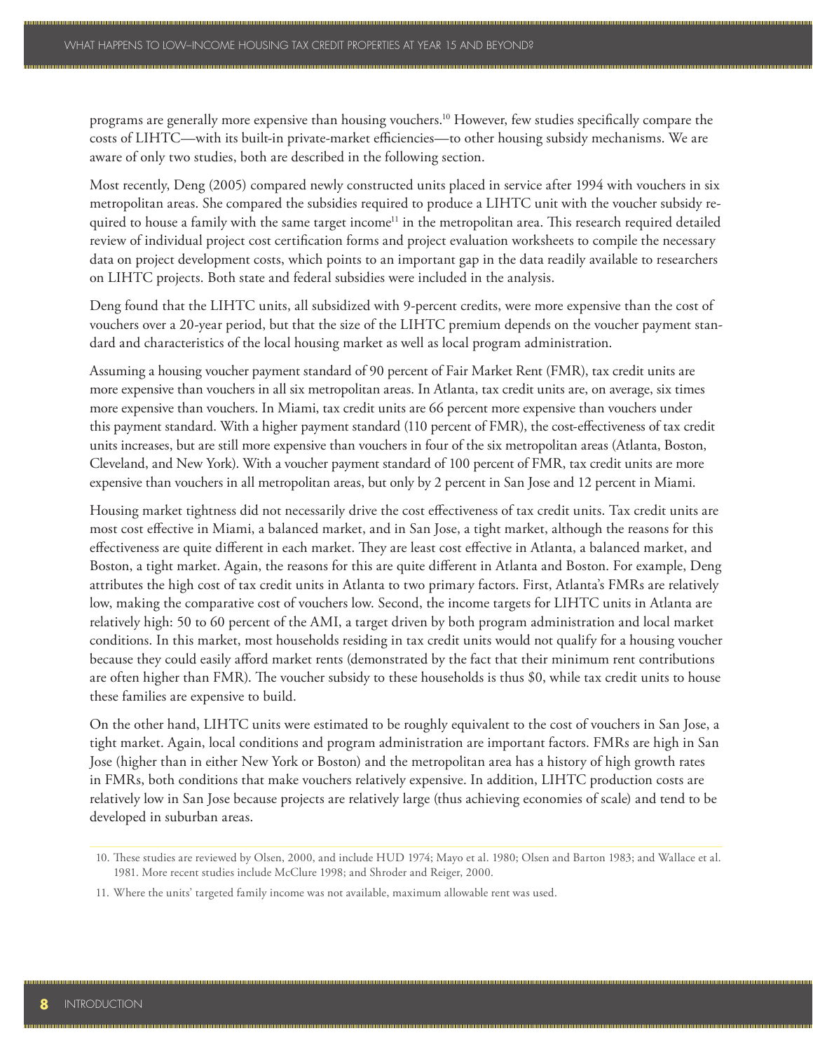programs are generally more expensive than housing vouchers.[10] However, few studies specifically compare the costs of LIHTC—with its built-in private-market efficiencies—to other housing subsidy mechanisms. We are aware of only two studies, both are described in the following section.

Most recently, Deng (2005) compared newly constructed units placed in service after 1994 with vouchers in six metropolitan areas. She compared the subsidies required to produce a LIHTC unit with the voucher subsidy required to house a family with the same target income[11] in the metropolitan area. This research required detailed review of individual project cost certification forms and project evaluation worksheets to compile the necessary data on project development costs, which points to an important gap in the data readily available to researchers on LIHTC projects. Both state and federal subsidies were included in the analysis.

Deng found that the LIHTC units, all subsidized with 9-percent credits, were more expensive than the cost of vouchers over a 20-year period, but that the size of the LIHTC premium depends on the voucher payment standard and characteristics of the local housing market as well as local program administration.

Assuming a housing voucher payment standard of 90 percent of Fair Market Rent (FMR), tax credit units are more expensive than vouchers in all six metropolitan areas. In Atlanta, tax credit units are, on average, six times more expensive than vouchers. In Miami, tax credit units are 66 percent more expensive than vouchers under this payment standard. With a higher payment standard (110 percent of FMR), the cost-effectiveness of tax credit units increases, but are still more expensive than vouchers in four of the six metropolitan areas (Atlanta, Boston, Cleveland, and New York). With a voucher payment standard of 100 percent of FMR, tax credit units are more expensive than vouchers in all metropolitan areas, but only by 2 percent in San Jose and 12 percent in Miami.

Housing market tightness did not necessarily drive the cost effectiveness of tax credit units. Tax credit units are most cost effective in Miami, a balanced market, and in San Jose, a tight market, although the reasons for this effectiveness are quite different in each market. They are least cost effective in Atlanta, a balanced market, and Boston, a tight market. Again, the reasons for this are quite different in Atlanta and Boston. For example, Deng attributes the high cost of tax credit units in Atlanta to two primary factors. First, Atlanta's FMRs are relatively low, making the comparative cost of vouchers low. Second, the income targets for LIHTC units in Atlanta are relatively high: 50 to 60 percent of the AMI, a target driven by both program administration and local market conditions. In this market, most households residing in tax credit units would not qualify for a housing voucher because they could easily afford market rents (demonstrated by the fact that their minimum rent contributions are often higher than FMR). The voucher subsidy to these households is thus $0, while tax credit units to house these families are expensive to build.

On the other hand, LIHTC units were estimated to be roughly equivalent to the cost of vouchers in San Jose, a tight market. Again, local conditions and program administration are important factors. FMRs are high in San Jose (higher than in either New York or Boston) and the metropolitan area has a history of high growth rates in FMRs, both conditions that make vouchers relatively expensive. In addition, LIHTC production costs are relatively low in San Jose because projects are relatively large (thus achieving economies of scale) and tend to be developed in suburban areas.

10. These studies are reviewed by Olsen, 2000, and include HUD 1974; Mayo et al. 1980; Olsen and Barton 1983; and Wallace et al. 1981. More recent studies include McClure 1998; and Shroder and Reiger, 2000.

11. Where the units' targeted family income was not available, maximum allowable rent was used.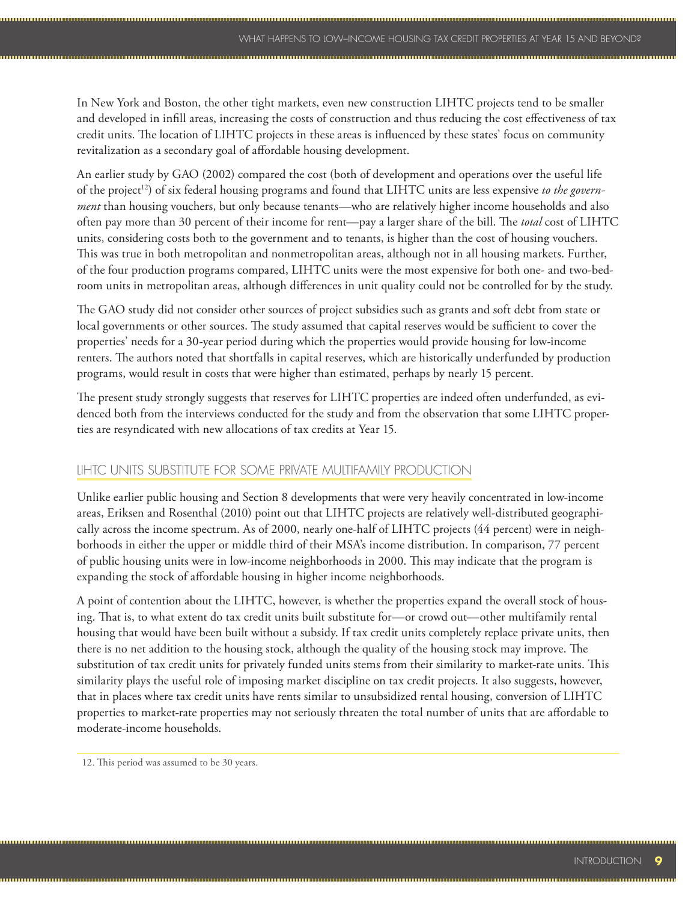In New York and Boston, the other tight markets, even new construction LIHTC projects tend to be smaller and developed in infill areas, increasing the costs of construction and thus reducing the cost effectiveness of tax credit units. The location of LIHTC projects in these areas is influenced by these states' focus on community revitalization as a secondary goal of affordable housing development.

An earlier study by GAO (2002) compared the cost (both of development and operations over the useful life of the project[12]) of six federal housing programs and found that LIHTC units are less expensive *to the government* than housing vouchers, but only because tenants—who are relatively higher income households and also often pay more than 30 percent of their income for rent—pay a larger share of the bill. The *total* cost of LIHTC units, considering costs both to the government and to tenants, is higher than the cost of housing vouchers. This was true in both metropolitan and nonmetropolitan areas, although not in all housing markets. Further, of the four production programs compared, LIHTC units were the most expensive for both one- and two-bedroom units in metropolitan areas, although differences in unit quality could not be controlled for by the study.

The GAO study did not consider other sources of project subsidies such as grants and soft debt from state or local governments or other sources. The study assumed that capital reserves would be sufficient to cover the properties' needs for a 30-year period during which the properties would provide housing for low-income renters. The authors noted that shortfalls in capital reserves, which are historically underfunded by production programs, would result in costs that were higher than estimated, perhaps by nearly 15 percent.

The present study strongly suggests that reserves for LIHTC properties are indeed often underfunded, as evidenced both from the interviews conducted for the study and from the observation that some LIHTC properties are resyndicated with new allocations of tax credits at Year 15.

## LIHTC UNITS SUBSTITUTE FOR SOME PRIVATE MULTIFAMILY PRODUCTION

Unlike earlier public housing and Section 8 developments that were very heavily concentrated in low-income areas, Eriksen and Rosenthal (2010) point out that LIHTC projects are relatively well-distributed geographically across the income spectrum. As of 2000, nearly one-half of LIHTC projects (44 percent) were in neighborhoods in either the upper or middle third of their MSA's income distribution. In comparison, 77 percent of public housing units were in low-income neighborhoods in 2000. This may indicate that the program is expanding the stock of affordable housing in higher income neighborhoods.

A point of contention about the LIHTC, however, is whether the properties expand the overall stock of housing. That is, to what extent do tax credit units built substitute for—or crowd out—other multifamily rental housing that would have been built without a subsidy. If tax credit units completely replace private units, then there is no net addition to the housing stock, although the quality of the housing stock may improve. The substitution of tax credit units for privately funded units stems from their similarity to market-rate units. This similarity plays the useful role of imposing market discipline on tax credit projects. It also suggests, however, that in places where tax credit units have rents similar to unsubsidized rental housing, conversion of LIHTC properties to market-rate properties may not seriously threaten the total number of units that are affordable to moderate-income households.

12. This period was assumed to be 30 years.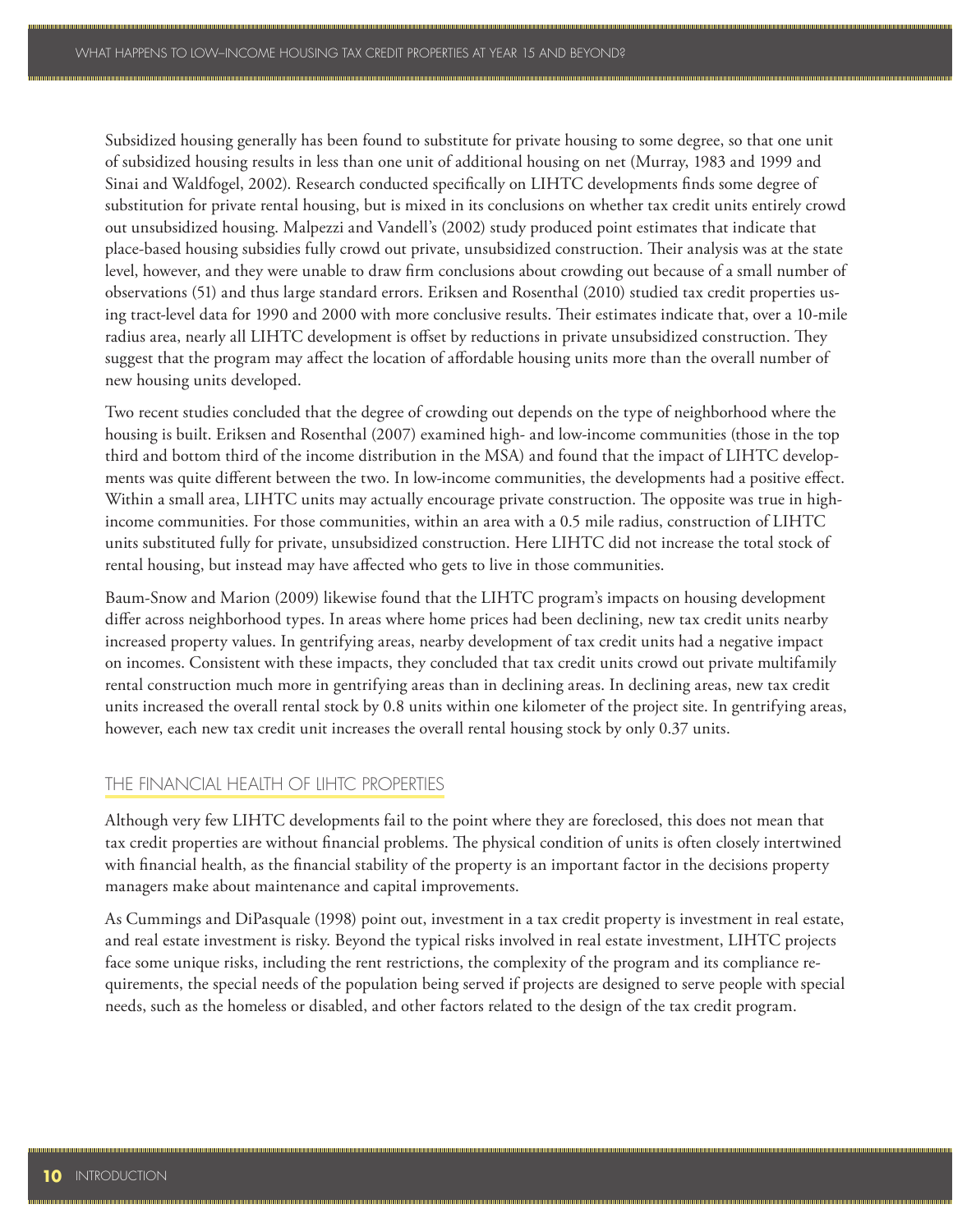Subsidized housing generally has been found to substitute for private housing to some degree, so that one unit of subsidized housing results in less than one unit of additional housing on net (Murray, 1983 and 1999 and Sinai and Waldfogel, 2002). Research conducted specifically on LIHTC developments finds some degree of substitution for private rental housing, but is mixed in its conclusions on whether tax credit units entirely crowd out unsubsidized housing. Malpezzi and Vandell's (2002) study produced point estimates that indicate that place-based housing subsidies fully crowd out private, unsubsidized construction. Their analysis was at the state level, however, and they were unable to draw firm conclusions about crowding out because of a small number of observations (51) and thus large standard errors. Eriksen and Rosenthal (2010) studied tax credit properties using tract-level data for 1990 and 2000 with more conclusive results. Their estimates indicate that, over a 10-mile radius area, nearly all LIHTC development is offset by reductions in private unsubsidized construction. They suggest that the program may affect the location of affordable housing units more than the overall number of new housing units developed.

Two recent studies concluded that the degree of crowding out depends on the type of neighborhood where the housing is built. Eriksen and Rosenthal (2007) examined high- and low-income communities (those in the top third and bottom third of the income distribution in the MSA) and found that the impact of LIHTC developments was quite different between the two. In low-income communities, the developments had a positive effect. Within a small area, LIHTC units may actually encourage private construction. The opposite was true in high-income communities. For those communities, within an area with a 0.5 mile radius, construction of LIHTC units substituted fully for private, unsubsidized construction. Here LIHTC did not increase the total stock of rental housing, but instead may have affected who gets to live in those communities.

Baum-Snow and Marion (2009) likewise found that the LIHTC program's impacts on housing development differ across neighborhood types. In areas where home prices had been declining, new tax credit units nearby increased property values. In gentrifying areas, nearby development of tax credit units had a negative impact on incomes. Consistent with these impacts, they concluded that tax credit units crowd out private multifamily rental construction much more in gentrifying areas than in declining areas. In declining areas, new tax credit units increased the overall rental stock by 0.8 units within one kilometer of the project site. In gentrifying areas, however, each new tax credit unit increases the overall rental housing stock by only 0.37 units.

## THE FINANCIAL HEALTH OF LIHTC PROPERTIES

Although very few LIHTC developments fail to the point where they are foreclosed, this does not mean that tax credit properties are without financial problems. The physical condition of units is often closely intertwined with financial health, as the financial stability of the property is an important factor in the decisions property managers make about maintenance and capital improvements.

As Cummings and DiPasquale (1998) point out, investment in a tax credit property is investment in real estate, and real estate investment is risky. Beyond the typical risks involved in real estate investment, LIHTC projects face some unique risks, including the rent restrictions, the complexity of the program and its compliance requirements, the special needs of the population being served if projects are designed to serve people with special needs, such as the homeless or disabled, and other factors related to the design of the tax credit program.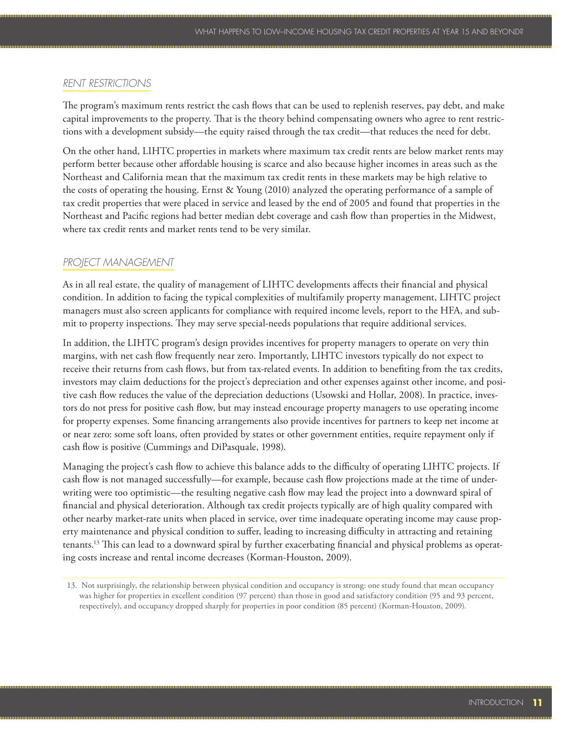## RENT RESTRICTIONS

The program's maximum rents restrict the cash flows that can be used to replenish reserves, pay debt, and make capital improvements to the property. That is the theory behind compensating owners who agree to rent restrictions with a development subsidy—the equity raised through the tax credit—that reduces the need for debt.

On the other hand, LIHTC properties in markets where maximum tax credit rents are below market rents may perform better because other affordable housing is scarce and also because higher incomes in areas such as the Northeast and California mean that the maximum tax credit rents in these markets may be high relative to the costs of operating the housing. Ernst & Young (2010) analyzed the operating performance of a sample of tax credit properties that were placed in service and leased by the end of 2005 and found that properties in the Northeast and Pacific regions had better median debt coverage and cash flow than properties in the Midwest, where tax credit rents and market rents tend to be very similar.

## PROJECT MANAGEMENT

As in all real estate, the quality of management of LIHTC developments affects their financial and physical condition. In addition to facing the typical complexities of multifamily property management, LIHTC project managers must also screen applicants for compliance with required income levels, report to the HFA, and submit to property inspections. They may serve special-needs populations that require additional services.

In addition, the LIHTC program's design provides incentives for property managers to operate on very thin margins, with net cash flow frequently near zero. Importantly, LIHTC investors typically do not expect to receive their returns from cash flows, but from tax-related events. In addition to benefiting from the tax credits, investors may claim deductions for the project's depreciation and other expenses against other income, and positive cash flow reduces the value of the depreciation deductions (Usowski and Hollar, 2008). In practice, investors do not press for positive cash flow, but may instead encourage property managers to use operating income for property expenses. Some financing arrangements also provide incentives for partners to keep net income at or near zero: some soft loans, often provided by states or other government entities, require repayment only if cash flow is positive (Cummings and DiPasquale, 1998).

Managing the project's cash flow to achieve this balance adds to the difficulty of operating LIHTC projects. If cash flow is not managed successfully—for example, because cash flow projections made at the time of underwriting were too optimistic—the resulting negative cash flow may lead the project into a downward spiral of financial and physical deterioration. Although tax credit projects typically are of high quality compared with other nearby market-rate units when placed in service, over time inadequate operating income may cause property maintenance and physical condition to suffer, leading to increasing difficulty in attracting and retaining tenants.[13] This can lead to a downward spiral by further exacerbating financial and physical problems as operating costs increase and rental income decreases (Korman-Houston, 2009).

13. Not surprisingly, the relationship between physical condition and occupancy is strong: one study found that mean occupancy was higher for properties in excellent condition (97 percent) than those in good and satisfactory condition (95 and 93 percent, respectively), and occupancy dropped sharply for properties in poor condition (85 percent) (Korman-Houston, 2009).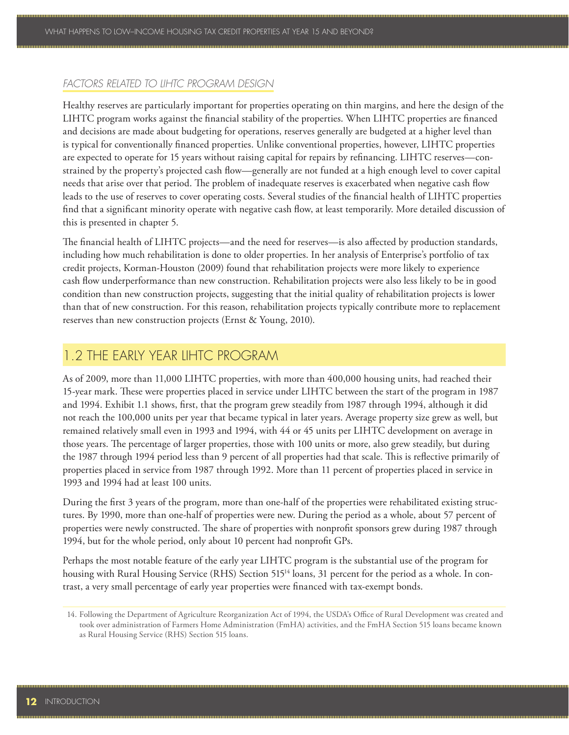### *FACTORS RELATED TO LIHTC PROGRAM DESIGN*

Healthy reserves are particularly important for properties operating on thin margins, and here the design of the LIHTC program works against the financial stability of the properties. When LIHTC properties are financed and decisions are made about budgeting for operations, reserves generally are budgeted at a higher level than is typical for conventionally financed properties. Unlike conventional properties, however, LIHTC properties are expected to operate for 15 years without raising capital for repairs by refinancing. LIHTC reserves—constrained by the property's projected cash flow—generally are not funded at a high enough level to cover capital needs that arise over that period. The problem of inadequate reserves is exacerbated when negative cash flow leads to the use of reserves to cover operating costs. Several studies of the financial health of LIHTC properties find that a significant minority operate with negative cash flow, at least temporarily. More detailed discussion of this is presented in chapter 5.

The financial health of LIHTC projects—and the need for reserves—is also affected by production standards, including how much rehabilitation is done to older properties. In her analysis of Enterprise's portfolio of tax credit projects, Korman-Houston (2009) found that rehabilitation projects were more likely to experience cash flow underperformance than new construction. Rehabilitation projects were also less likely to be in good condition than new construction projects, suggesting that the initial quality of rehabilitation projects is lower than that of new construction. For this reason, rehabilitation projects typically contribute more to replacement reserves than new construction projects (Ernst & Young, 2010).

## 1.2 THE EARLY YEAR LIHTC PROGRAM

As of 2009, more than 11,000 LIHTC properties, with more than 400,000 housing units, had reached their 15-year mark. These were properties placed in service under LIHTC between the start of the program in 1987 and 1994. Exhibit 1.1 shows, first, that the program grew steadily from 1987 through 1994, although it did not reach the 100,000 units per year that became typical in later years. Average property size grew as well, but remained relatively small even in 1993 and 1994, with 44 or 45 units per LIHTC development on average in those years. The percentage of larger properties, those with 100 units or more, also grew steadily, but during the 1987 through 1994 period less than 9 percent of all properties had that scale. This is reflective primarily of properties placed in service from 1987 through 1992. More than 11 percent of properties placed in service in 1993 and 1994 had at least 100 units.

During the first 3 years of the program, more than one-half of the properties were rehabilitated existing structures. By 1990, more than one-half of properties were new. During the period as a whole, about 57 percent of properties were newly constructed. The share of properties with nonprofit sponsors grew during 1987 through 1994, but for the whole period, only about 10 percent had nonprofit GPs.

Perhaps the most notable feature of the early year LIHTC program is the substantial use of the program for housing with Rural Housing Service (RHS) Section 515[14] loans, 31 percent for the period as a whole. In contrast, a very small percentage of early year properties were financed with tax-exempt bonds.

14. Following the Department of Agriculture Reorganization Act of 1994, the USDA's Office of Rural Development was created and took over administration of Farmers Home Administration (FmHA) activities, and the FmHA Section 515 loans became known as Rural Housing Service (RHS) Section 515 loans.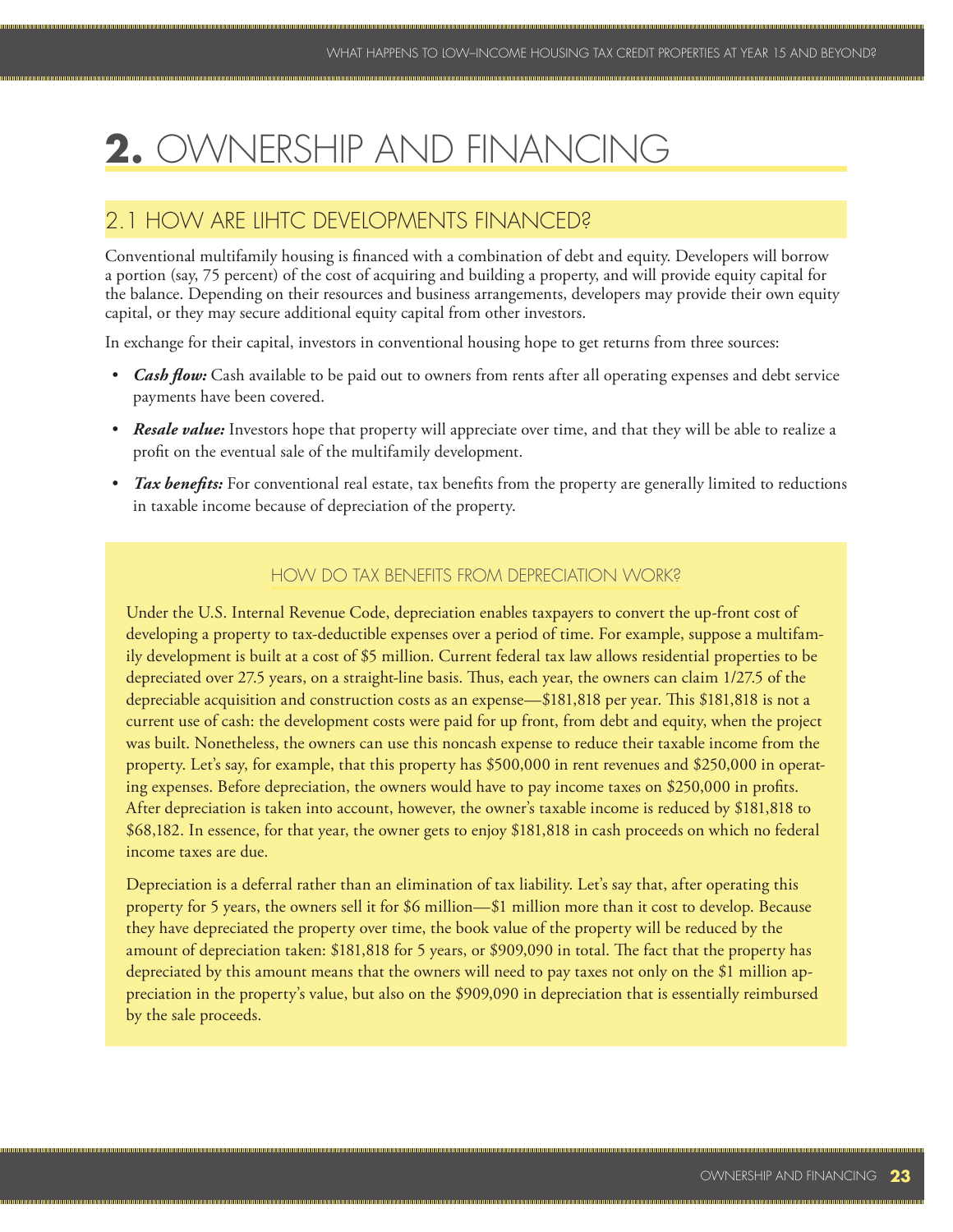// SECTION: OWNERSHIP AND FINANCING

# **2.** OWNERSHIP AND FINANCING

## 2.1 HOW ARE LIHTC DEVELOPMENTS FINANCED?

Conventional multifamily housing is financed with a combination of debt and equity. Developers will borrow a portion (say, 75 percent) of the cost of acquiring and building a property, and will provide equity capital for the balance. Depending on their resources and business arrangements, developers may provide their own equity capital, or they may secure additional equity capital from other investors.

In exchange for their capital, investors in conventional housing hope to get returns from three sources:

- ***Cash flow:*** Cash available to be paid out to owners from rents after all operating expenses and debt service payments have been covered.
- ***Resale value:*** Investors hope that property will appreciate over time, and that they will be able to realize a profit on the eventual sale of the multifamily development.
- ***Tax benefits:*** For conventional real estate, tax benefits from the property are generally limited to reductions in taxable income because of depreciation of the property.

### HOW DO TAX BENEFITS FROM DEPRECIATION WORK?

Under the U.S. Internal Revenue Code, depreciation enables taxpayers to convert the up-front cost of developing a property to tax-deductible expenses over a period of time. For example, suppose a multifamily development is built at a cost of $5 million. Current federal tax law allows residential properties to be depreciated over 27.5 years, on a straight-line basis. Thus, each year, the owners can claim 1/27.5 of the depreciable acquisition and construction costs as an expense—$181,818 per year. This $181,818 is not a current use of cash: the development costs were paid for up front, from debt and equity, when the project was built. Nonetheless, the owners can use this noncash expense to reduce their taxable income from the property. Let's say, for example, that this property has $500,000 in rent revenues and $250,000 in operating expenses. Before depreciation, the owners would have to pay income taxes on $250,000 in profits. After depreciation is taken into account, however, the owner's taxable income is reduced by $181,818 to $68,182. In essence, for that year, the owner gets to enjoy $181,818 in cash proceeds on which no federal income taxes are due.

Depreciation is a deferral rather than an elimination of tax liability. Let's say that, after operating this property for 5 years, the owners sell it for $6 million—$1 million more than it cost to develop. Because they have depreciated the property over time, the book value of the property will be reduced by the amount of depreciation taken: $181,818 for 5 years, or $909,090 in total. The fact that the property has depreciated by this amount means that the owners will need to pay taxes not only on the $1 million appreciation in the property's value, but also on the $909,090 in depreciation that is essentially reimbursed by the sale proceeds.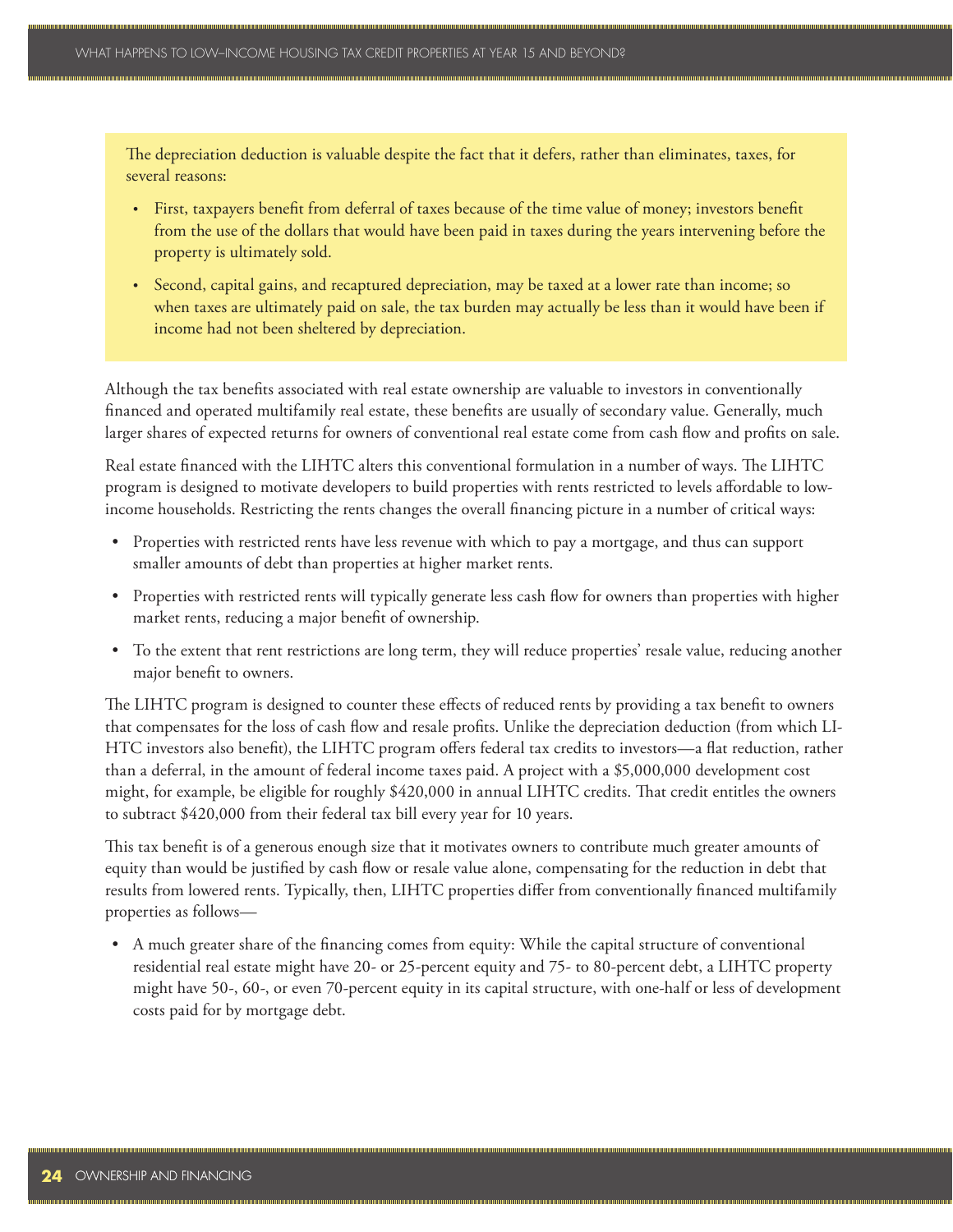The depreciation deduction is valuable despite the fact that it defers, rather than eliminates, taxes, for several reasons:

- First, taxpayers benefit from deferral of taxes because of the time value of money; investors benefit from the use of the dollars that would have been paid in taxes during the years intervening before the property is ultimately sold.
- Second, capital gains, and recaptured depreciation, may be taxed at a lower rate than income; so when taxes are ultimately paid on sale, the tax burden may actually be less than it would have been if income had not been sheltered by depreciation.

Although the tax benefits associated with real estate ownership are valuable to investors in conventionally financed and operated multifamily real estate, these benefits are usually of secondary value. Generally, much larger shares of expected returns for owners of conventional real estate come from cash flow and profits on sale.

Real estate financed with the LIHTC alters this conventional formulation in a number of ways. The LIHTC program is designed to motivate developers to build properties with rents restricted to levels affordable to low-income households. Restricting the rents changes the overall financing picture in a number of critical ways:

- Properties with restricted rents have less revenue with which to pay a mortgage, and thus can support smaller amounts of debt than properties at higher market rents.
- Properties with restricted rents will typically generate less cash flow for owners than properties with higher market rents, reducing a major benefit of ownership.
- To the extent that rent restrictions are long term, they will reduce properties' resale value, reducing another major benefit to owners.

The LIHTC program is designed to counter these effects of reduced rents by providing a tax benefit to owners that compensates for the loss of cash flow and resale profits. Unlike the depreciation deduction (from which LIHTC investors also benefit), the LIHTC program offers federal tax credits to investors—a flat reduction, rather than a deferral, in the amount of federal income taxes paid. A project with a $5,000,000 development cost might, for example, be eligible for roughly $420,000 in annual LIHTC credits. That credit entitles the owners to subtract $420,000 from their federal tax bill every year for 10 years.

This tax benefit is of a generous enough size that it motivates owners to contribute much greater amounts of equity than would be justified by cash flow or resale value alone, compensating for the reduction in debt that results from lowered rents. Typically, then, LIHTC properties differ from conventionally financed multifamily properties as follows—

- A much greater share of the financing comes from equity: While the capital structure of conventional residential real estate might have 20- or 25-percent equity and 75- to 80-percent debt, a LIHTC property might have 50-, 60-, or even 70-percent equity in its capital structure, with one-half or less of development costs paid for by mortgage debt.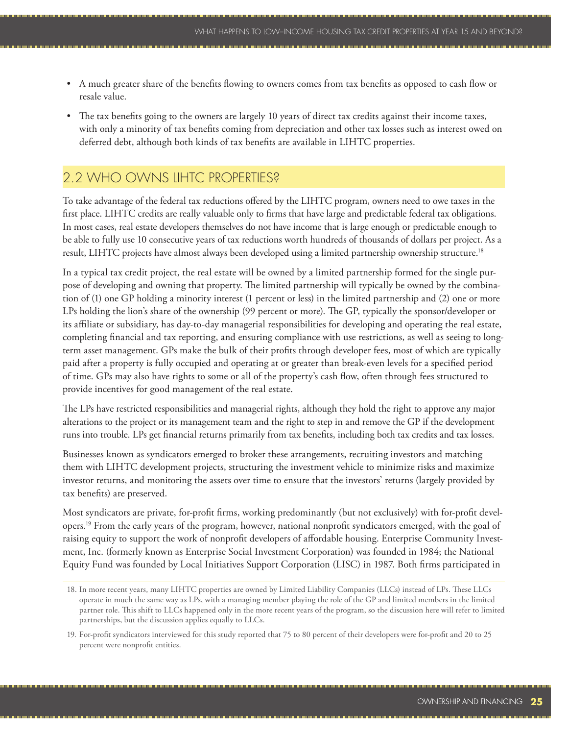- A much greater share of the benefits flowing to owners comes from tax benefits as opposed to cash flow or resale value.
- The tax benefits going to the owners are largely 10 years of direct tax credits against their income taxes, with only a minority of tax benefits coming from depreciation and other tax losses such as interest owed on deferred debt, although both kinds of tax benefits are available in LIHTC properties.

## 2.2 WHO OWNS LIHTC PROPERTIES?

To take advantage of the federal tax reductions offered by the LIHTC program, owners need to owe taxes in the first place. LIHTC credits are really valuable only to firms that have large and predictable federal tax obligations. In most cases, real estate developers themselves do not have income that is large enough or predictable enough to be able to fully use 10 consecutive years of tax reductions worth hundreds of thousands of dollars per project. As a result, LIHTC projects have almost always been developed using a limited partnership ownership structure.[18]

In a typical tax credit project, the real estate will be owned by a limited partnership formed for the single purpose of developing and owning that property. The limited partnership will typically be owned by the combination of (1) one GP holding a minority interest (1 percent or less) in the limited partnership and (2) one or more LPs holding the lion's share of the ownership (99 percent or more). The GP, typically the sponsor/developer or its affiliate or subsidiary, has day-to-day managerial responsibilities for developing and operating the real estate, completing financial and tax reporting, and ensuring compliance with use restrictions, as well as seeing to long-term asset management. GPs make the bulk of their profits through developer fees, most of which are typically paid after a property is fully occupied and operating at or greater than break-even levels for a specified period of time. GPs may also have rights to some or all of the property's cash flow, often through fees structured to provide incentives for good management of the real estate.

The LPs have restricted responsibilities and managerial rights, although they hold the right to approve any major alterations to the project or its management team and the right to step in and remove the GP if the development runs into trouble. LPs get financial returns primarily from tax benefits, including both tax credits and tax losses.

Businesses known as syndicators emerged to broker these arrangements, recruiting investors and matching them with LIHTC development projects, structuring the investment vehicle to minimize risks and maximize investor returns, and monitoring the assets over time to ensure that the investors' returns (largely provided by tax benefits) are preserved.

Most syndicators are private, for-profit firms, working predominantly (but not exclusively) with for-profit developers.[19] From the early years of the program, however, national nonprofit syndicators emerged, with the goal of raising equity to support the work of nonprofit developers of affordable housing. Enterprise Community Investment, Inc. (formerly known as Enterprise Social Investment Corporation) was founded in 1984; the National Equity Fund was founded by Local Initiatives Support Corporation (LISC) in 1987. Both firms participated in

18. In more recent years, many LIHTC properties are owned by Limited Liability Companies (LLCs) instead of LPs. These LLCs operate in much the same way as LPs, with a managing member playing the role of the GP and limited members in the limited partner role. This shift to LLCs happened only in the more recent years of the program, so the discussion here will refer to limited partnerships, but the discussion applies equally to LLCs.

19. For-profit syndicators interviewed for this study reported that 75 to 80 percent of their developers were for-profit and 20 to 25 percent were nonprofit entities.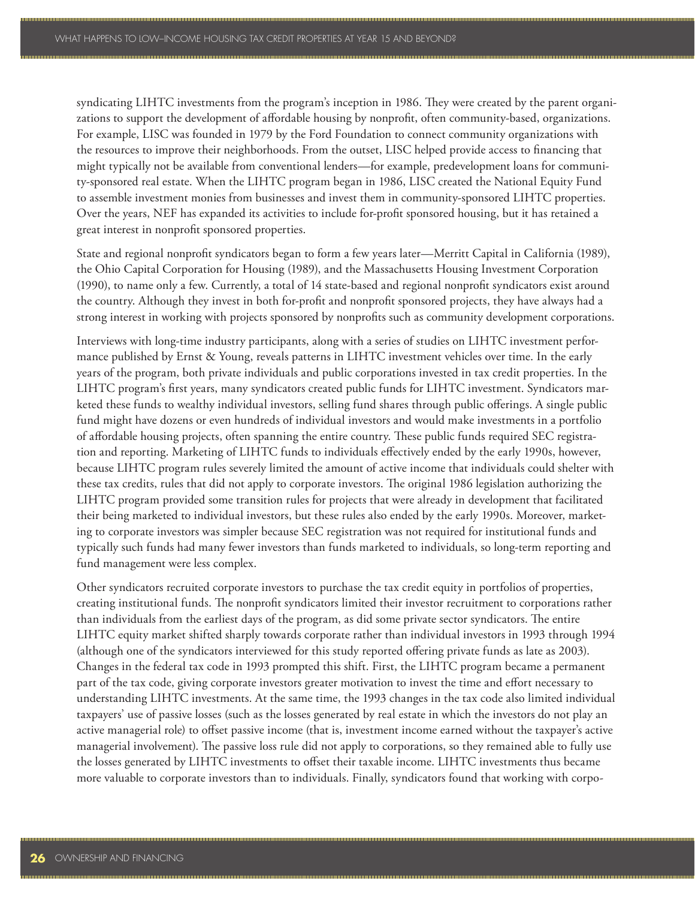syndicating LIHTC investments from the program's inception in 1986. They were created by the parent organizations to support the development of affordable housing by nonprofit, often community-based, organizations. For example, LISC was founded in 1979 by the Ford Foundation to connect community organizations with the resources to improve their neighborhoods. From the outset, LISC helped provide access to financing that might typically not be available from conventional lenders—for example, predevelopment loans for community-sponsored real estate. When the LIHTC program began in 1986, LISC created the National Equity Fund to assemble investment monies from businesses and invest them in community-sponsored LIHTC properties. Over the years, NEF has expanded its activities to include for-profit sponsored housing, but it has retained a great interest in nonprofit sponsored properties.

State and regional nonprofit syndicators began to form a few years later—Merritt Capital in California (1989), the Ohio Capital Corporation for Housing (1989), and the Massachusetts Housing Investment Corporation (1990), to name only a few. Currently, a total of 14 state-based and regional nonprofit syndicators exist around the country. Although they invest in both for-profit and nonprofit sponsored projects, they have always had a strong interest in working with projects sponsored by nonprofits such as community development corporations.

Interviews with long-time industry participants, along with a series of studies on LIHTC investment performance published by Ernst & Young, reveals patterns in LIHTC investment vehicles over time. In the early years of the program, both private individuals and public corporations invested in tax credit properties. In the LIHTC program's first years, many syndicators created public funds for LIHTC investment. Syndicators marketed these funds to wealthy individual investors, selling fund shares through public offerings. A single public fund might have dozens or even hundreds of individual investors and would make investments in a portfolio of affordable housing projects, often spanning the entire country. These public funds required SEC registration and reporting. Marketing of LIHTC funds to individuals effectively ended by the early 1990s, however, because LIHTC program rules severely limited the amount of active income that individuals could shelter with these tax credits, rules that did not apply to corporate investors. The original 1986 legislation authorizing the LIHTC program provided some transition rules for projects that were already in development that facilitated their being marketed to individual investors, but these rules also ended by the early 1990s. Moreover, marketing to corporate investors was simpler because SEC registration was not required for institutional funds and typically such funds had many fewer investors than funds marketed to individuals, so long-term reporting and fund management were less complex.

Other syndicators recruited corporate investors to purchase the tax credit equity in portfolios of properties, creating institutional funds. The nonprofit syndicators limited their investor recruitment to corporations rather than individuals from the earliest days of the program, as did some private sector syndicators. The entire LIHTC equity market shifted sharply towards corporate rather than individual investors in 1993 through 1994 (although one of the syndicators interviewed for this study reported offering private funds as late as 2003). Changes in the federal tax code in 1993 prompted this shift. First, the LIHTC program became a permanent part of the tax code, giving corporate investors greater motivation to invest the time and effort necessary to understanding LIHTC investments. At the same time, the 1993 changes in the tax code also limited individual taxpayers' use of passive losses (such as the losses generated by real estate in which the investors do not play an active managerial role) to offset passive income (that is, investment income earned without the taxpayer's active managerial involvement). The passive loss rule did not apply to corporations, so they remained able to fully use the losses generated by LIHTC investments to offset their taxable income. LIHTC investments thus became more valuable to corporate investors than to individuals. Finally, syndicators found that working with corpo-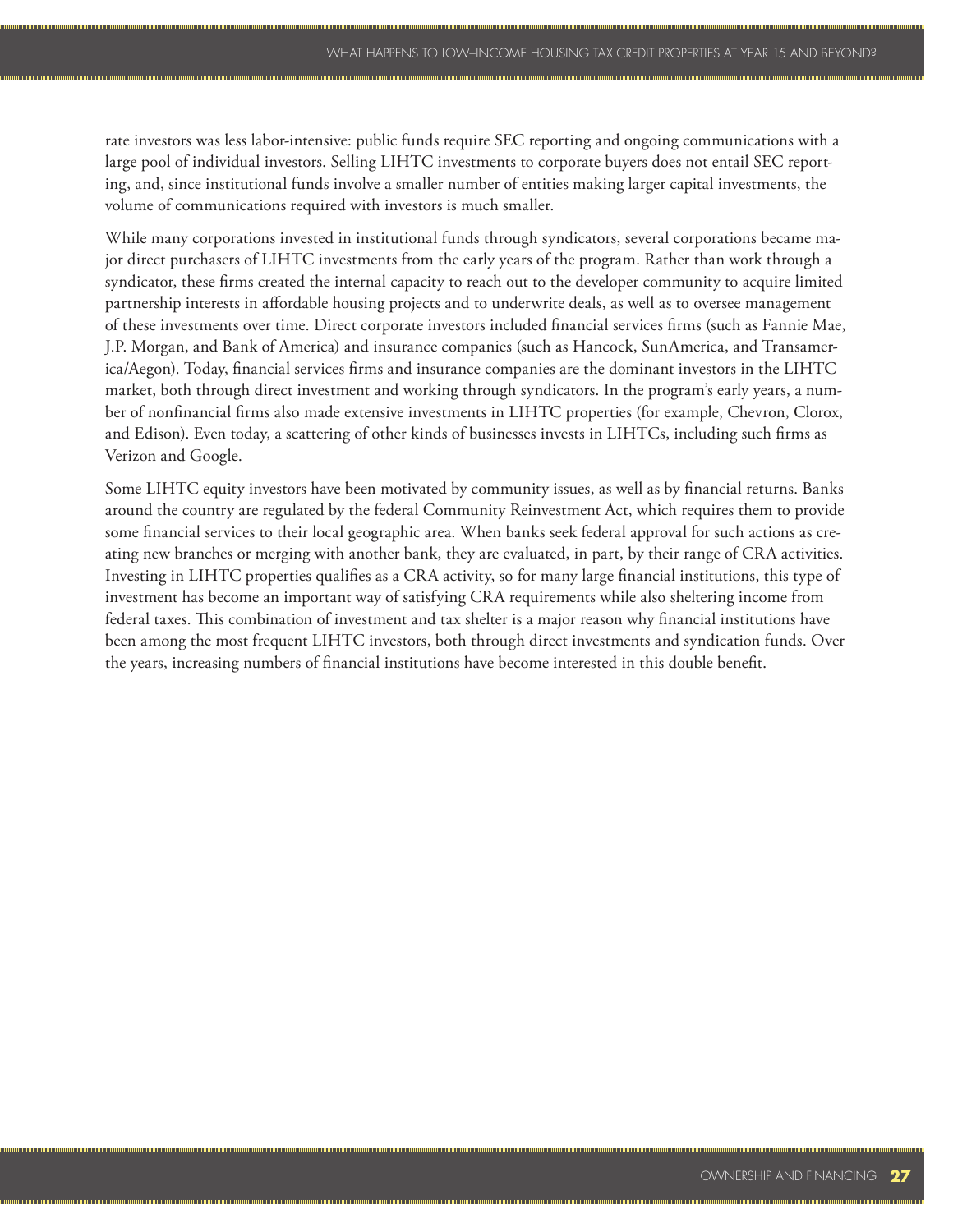rate investors was less labor-intensive: public funds require SEC reporting and ongoing communications with a large pool of individual investors. Selling LIHTC investments to corporate buyers does not entail SEC reporting, and, since institutional funds involve a smaller number of entities making larger capital investments, the volume of communications required with investors is much smaller.

While many corporations invested in institutional funds through syndicators, several corporations became major direct purchasers of LIHTC investments from the early years of the program. Rather than work through a syndicator, these firms created the internal capacity to reach out to the developer community to acquire limited partnership interests in affordable housing projects and to underwrite deals, as well as to oversee management of these investments over time. Direct corporate investors included financial services firms (such as Fannie Mae, J.P. Morgan, and Bank of America) and insurance companies (such as Hancock, SunAmerica, and Transamerica/Aegon). Today, financial services firms and insurance companies are the dominant investors in the LIHTC market, both through direct investment and working through syndicators. In the program's early years, a number of nonfinancial firms also made extensive investments in LIHTC properties (for example, Chevron, Clorox, and Edison). Even today, a scattering of other kinds of businesses invests in LIHTCs, including such firms as Verizon and Google.

Some LIHTC equity investors have been motivated by community issues, as well as by financial returns. Banks around the country are regulated by the federal Community Reinvestment Act, which requires them to provide some financial services to their local geographic area. When banks seek federal approval for such actions as creating new branches or merging with another bank, they are evaluated, in part, by their range of CRA activities. Investing in LIHTC properties qualifies as a CRA activity, so for many large financial institutions, this type of investment has become an important way of satisfying CRA requirements while also sheltering income from federal taxes. This combination of investment and tax shelter is a major reason why financial institutions have been among the most frequent LIHTC investors, both through direct investments and syndication funds. Over the years, increasing numbers of financial institutions have become interested in this double benefit.